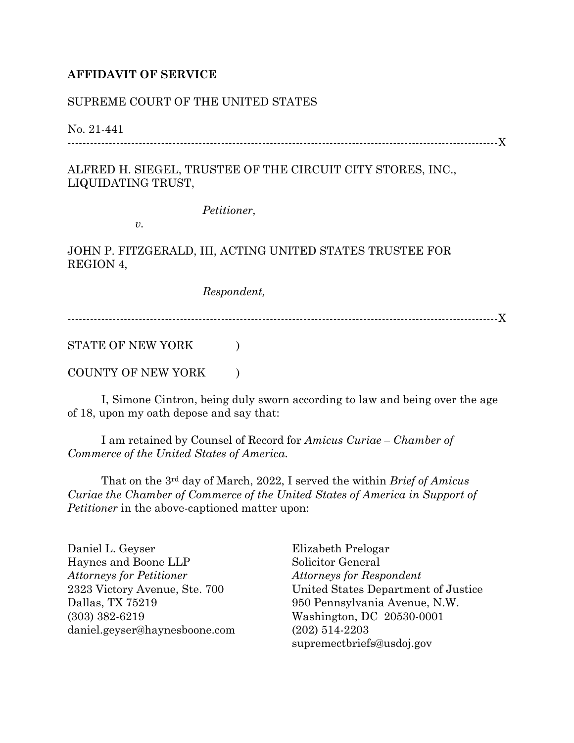**AFFIDAVIT OF SERVICE**

SUPREME COURT OF THE UNITED STATES

No. 21-441

---------------------------------------------------------------------------------------------------------------X

ALFRED H. SIEGEL, TRUSTEE OF THE CIRCUIT CITY STORES, INC., LIQUIDATING TRUST,

*Petitioner,*

*v.*

JOHN P. FITZGERALD, III, ACTING UNITED STATES TRUSTEE FOR REGION 4,

*Respondent,*

---------------------------------------------------------------------------------------------------------------X

STATE OF NEW YORK )

COUNTY OF NEW YORK )

I, Simone Cintron, being duly sworn according to law and being over the age of 18, upon my oath depose and say that:

I am retained by Counsel of Record for *Amicus Curiae – Chamber of Commerce of the United States of America.*

That on the 3rd day of March, 2022, I served the within *Brief of Amicus Curiae the Chamber of Commerce of the United States of America in Support of Petitioner* in the above-captioned matter upon:

Daniel L. Geyser
Haynes and Boone LLP
*Attorneys for Petitioner*
2323 Victory Avenue, Ste. 700
Dallas, TX 75219
(303) 382-6219
daniel.geyser@haynesboone.com

Elizabeth Prelogar
Solicitor General
*Attorneys for Respondent*
United States Department of Justice
950 Pennsylvania Avenue, N.W.
Washington, DC 20530-0001
(202) 514-2203
supremectbriefs@usdoj.gov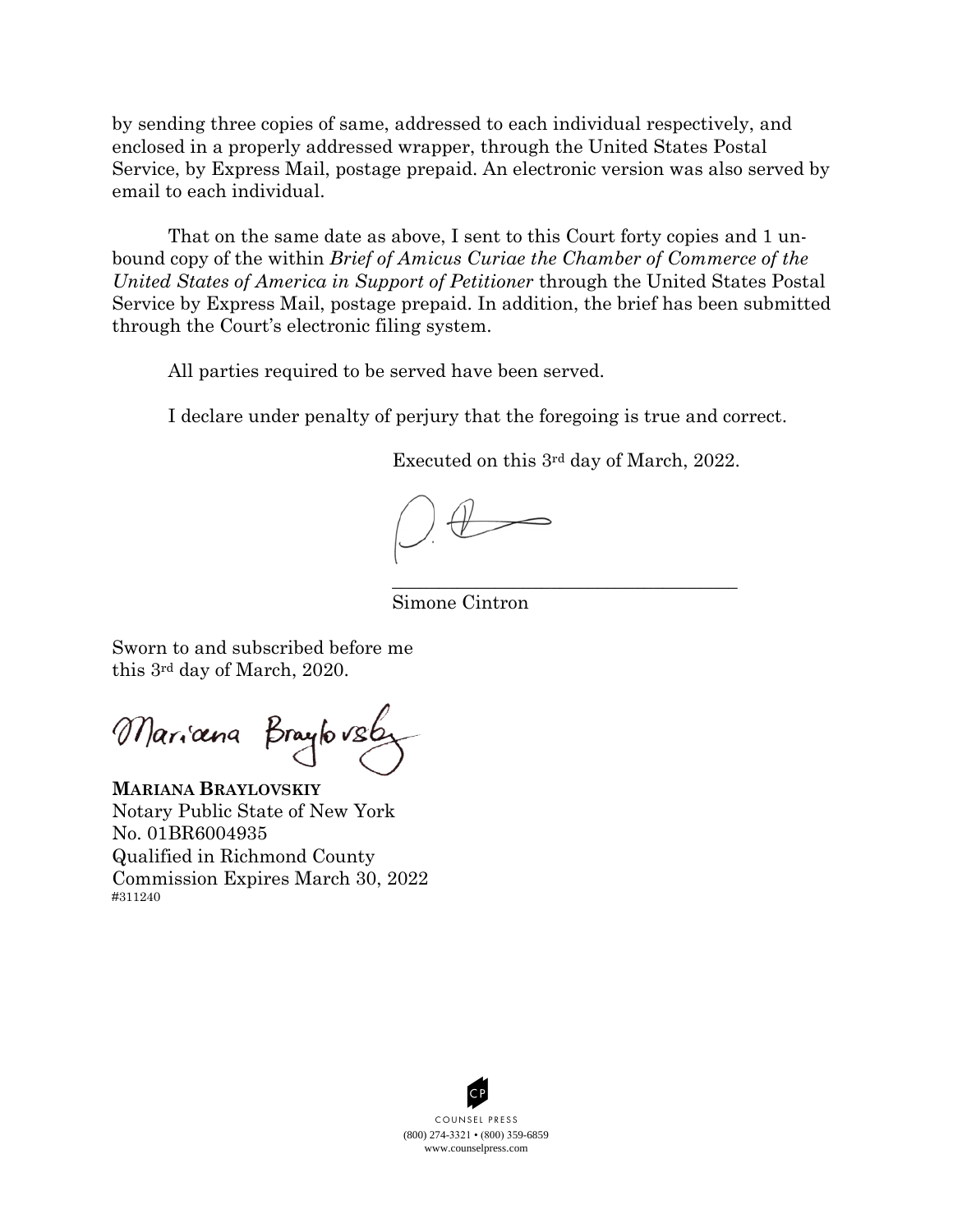by sending three copies of same, addressed to each individual respectively, and enclosed in a properly addressed wrapper, through the United States Postal Service, by Express Mail, postage prepaid. An electronic version was also served by email to each individual.

That on the same date as above, I sent to this Court forty copies and 1 unbound copy of the within *Brief of Amicus Curiae the Chamber of Commerce of the United States of America in Support of Petitioner* through the United States Postal Service by Express Mail, postage prepaid. In addition, the brief has been submitted through the Court's electronic filing system.

All parties required to be served have been served.

I declare under penalty of perjury that the foregoing is true and correct.

Executed on this 3rd day of March, 2022.

\_\_\_\_\_\_\_\_\_\_\_\_\_\_\_\_\_\_\_\_\_\_\_\_\_\_\_\_\_\_\_\_\_\_\_\_\_

Simone Cintron

Sworn to and subscribed before me
this 3rd day of March, 2020.

**MARIANA BRAYLOVSKIY**
Notary Public State of New York
No. 01BR6004935
Qualified in Richmond County
Commission Expires March 30, 2022
#311240

COUNSEL PRESS
(800) 274-3321 • (800) 359-6859
www.counselpress.com